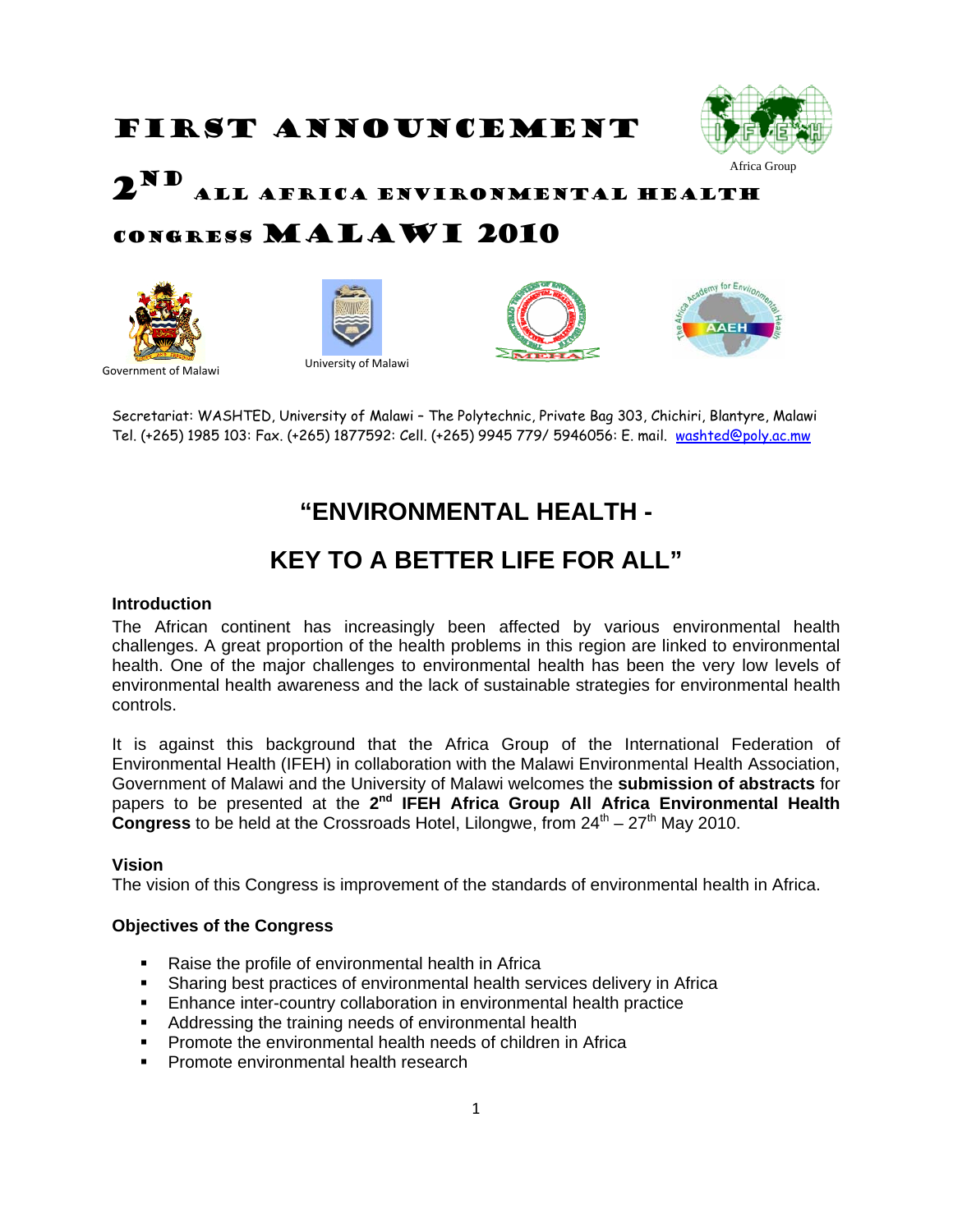# FIRST ANNOUNCEMENT

Africa Group

# 2ND ALL AFRICA ENVIRONMENTAL HEALTH CONGRESS MALAWI 2010

Government of Malawi

University of Malawi

Secretariat: WASHTED, University of Malawi – The Polytechnic, Private Bag 303, Chichiri, Blantyre, Malawi
Tel. (+265) 1985 103: Fax. (+265) 1877592: Cell. (+265) 9945 779/ 5946056: E. mail. washted@poly.ac.mw

## "ENVIRONMENTAL HEALTH - KEY TO A BETTER LIFE FOR ALL"

### Introduction

The African continent has increasingly been affected by various environmental health challenges. A great proportion of the health problems in this region are linked to environmental health. One of the major challenges to environmental health has been the very low levels of environmental health awareness and the lack of sustainable strategies for environmental health controls.

It is against this background that the Africa Group of the International Federation of Environmental Health (IFEH) in collaboration with the Malawi Environmental Health Association, Government of Malawi and the University of Malawi welcomes the **submission of abstracts** for papers to be presented at the **2nd IFEH Africa Group All Africa Environmental Health Congress** to be held at the Crossroads Hotel, Lilongwe, from 24th – 27th May 2010.

### Vision

The vision of this Congress is improvement of the standards of environmental health in Africa.

### Objectives of the Congress

- Raise the profile of environmental health in Africa
- Sharing best practices of environmental health services delivery in Africa
- Enhance inter-country collaboration in environmental health practice
- Addressing the training needs of environmental health
- Promote the environmental health needs of children in Africa
- Promote environmental health research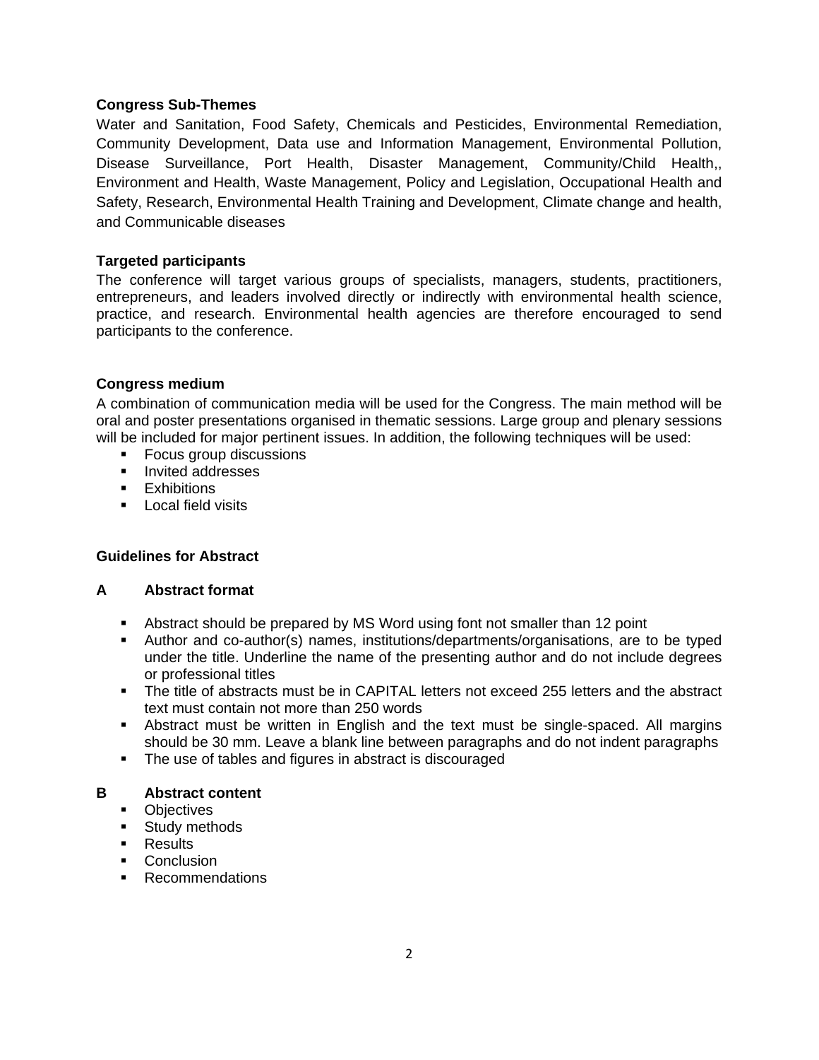**Congress Sub-Themes**

Water and Sanitation, Food Safety, Chemicals and Pesticides, Environmental Remediation, Community Development, Data use and Information Management, Environmental Pollution, Disease Surveillance, Port Health, Disaster Management, Community/Child Health,, Environment and Health, Waste Management, Policy and Legislation, Occupational Health and Safety, Research, Environmental Health Training and Development, Climate change and health, and Communicable diseases

**Targeted participants**

The conference will target various groups of specialists, managers, students, practitioners, entrepreneurs, and leaders involved directly or indirectly with environmental health science, practice, and research. Environmental health agencies are therefore encouraged to send participants to the conference.

**Congress medium**

A combination of communication media will be used for the Congress. The main method will be oral and poster presentations organised in thematic sessions. Large group and plenary sessions will be included for major pertinent issues. In addition, the following techniques will be used:

- Focus group discussions
- Invited addresses
- Exhibitions
- Local field visits

**Guidelines for Abstract**

**A Abstract format**

- Abstract should be prepared by MS Word using font not smaller than 12 point
- Author and co-author(s) names, institutions/departments/organisations, are to be typed under the title. Underline the name of the presenting author and do not include degrees or professional titles
- The title of abstracts must be in CAPITAL letters not exceed 255 letters and the abstract text must contain not more than 250 words
- Abstract must be written in English and the text must be single-spaced. All margins should be 30 mm. Leave a blank line between paragraphs and do not indent paragraphs
- The use of tables and figures in abstract is discouraged

**B Abstract content**

- Objectives
- Study methods
- Results
- Conclusion
- Recommendations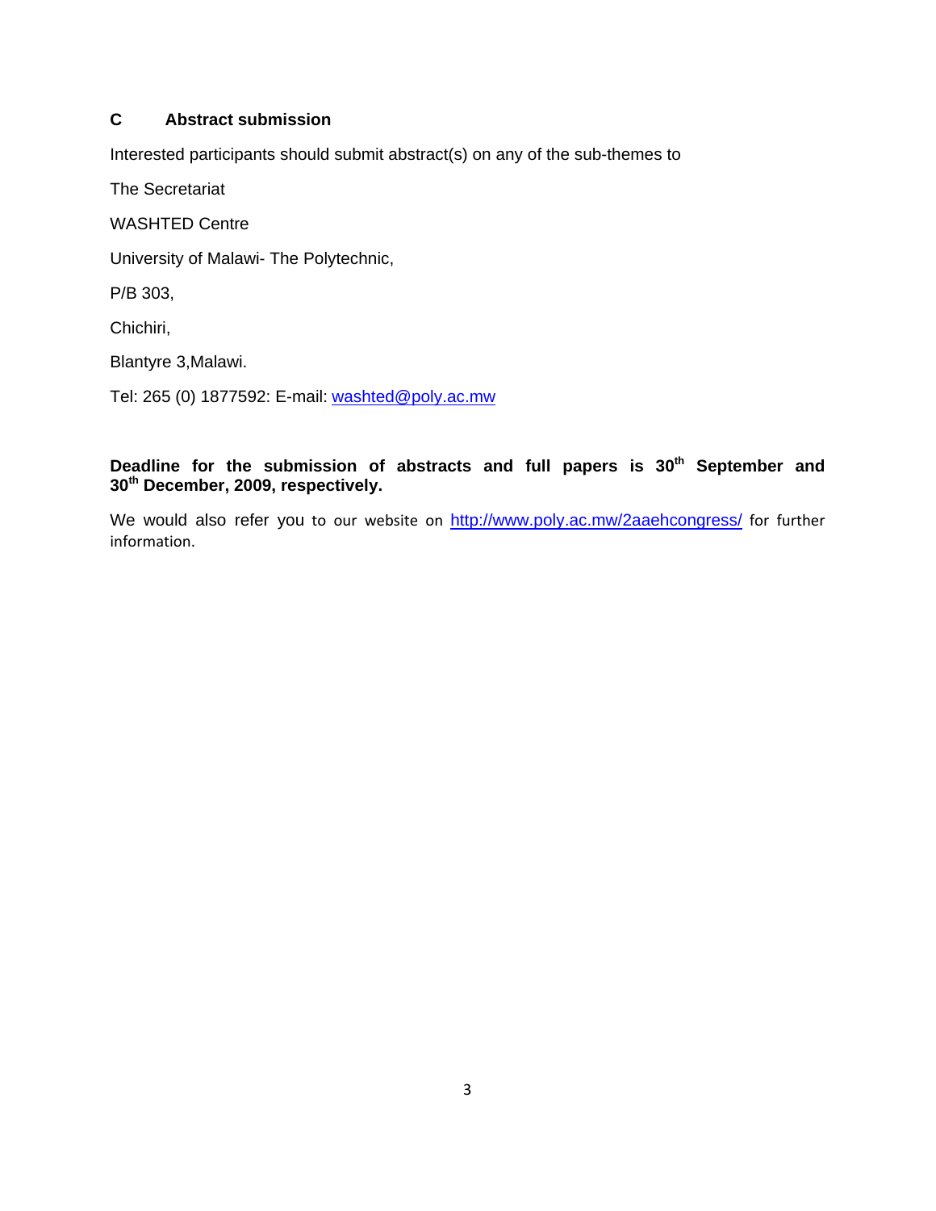## C Abstract submission

Interested participants should submit abstract(s) on any of the sub-themes to

The Secretariat

WASHTED Centre

University of Malawi- The Polytechnic,

P/B 303,

Chichiri,

Blantyre 3,Malawi.

Tel: 265 (0) 1877592: E-mail: washted@poly.ac.mw

**Deadline for the submission of abstracts and full papers is 30th September and 30th December, 2009, respectively.**

We would also refer you to our website on http://www.poly.ac.mw/2aaehcongress/ for further information.